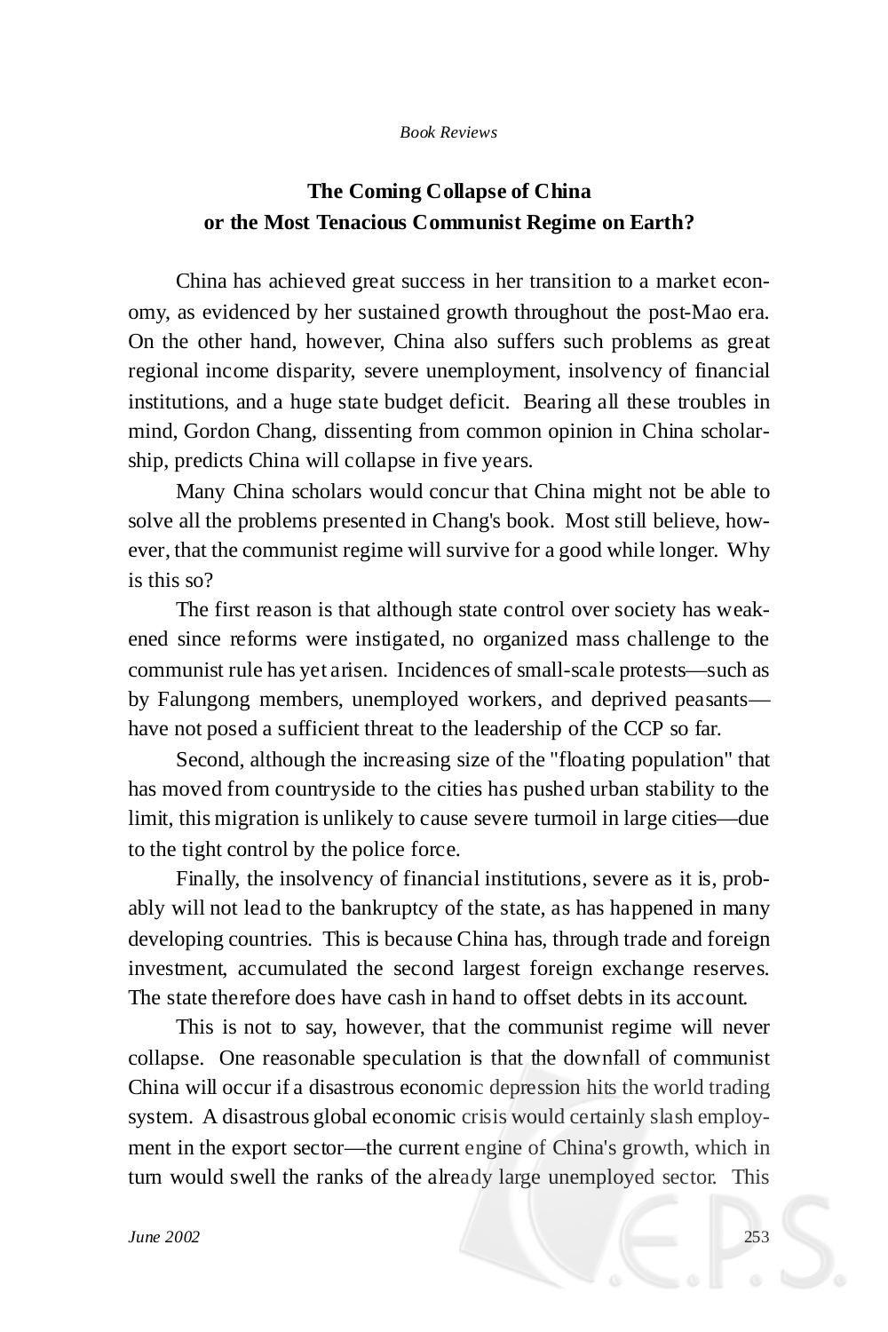# The Coming Collapse of China or the Most Tenacious Communist Regime on Earth?

China has achieved great success in her transition to a market economy, as evidenced by her sustained growth throughout the post-Mao era. On the other hand, however, China also suffers such problems as great regional income disparity, severe unemployment, insolvency of financial institutions, and a huge state budget deficit. Bearing all these troubles in mind, Gordon Chang, dissenting from common opinion in China scholarship, predicts China will collapse in five years.

Many China scholars would concur that China might not be able to solve all the problems presented in Chang's book. Most still believe, however, that the communist regime will survive for a good while longer. Why is this so?

The first reason is that although state control over society has weakened since reforms were instigated, no organized mass challenge to the communist rule has yet arisen. Incidences of small-scale protests—such as by Falungong members, unemployed workers, and deprived peasants—have not posed a sufficient threat to the leadership of the CCP so far.

Second, although the increasing size of the "floating population" that has moved from countryside to the cities has pushed urban stability to the limit, this migration is unlikely to cause severe turmoil in large cities—due to the tight control by the police force.

Finally, the insolvency of financial institutions, severe as it is, probably will not lead to the bankruptcy of the state, as has happened in many developing countries. This is because China has, through trade and foreign investment, accumulated the second largest foreign exchange reserves. The state therefore does have cash in hand to offset debts in its account.

This is not to say, however, that the communist regime will never collapse. One reasonable speculation is that the downfall of communist China will occur if a disastrous economic depression hits the world trading system. A disastrous global economic crisis would certainly slash employment in the export sector—the current engine of China's growth, which in turn would swell the ranks of the already large unemployed sector. This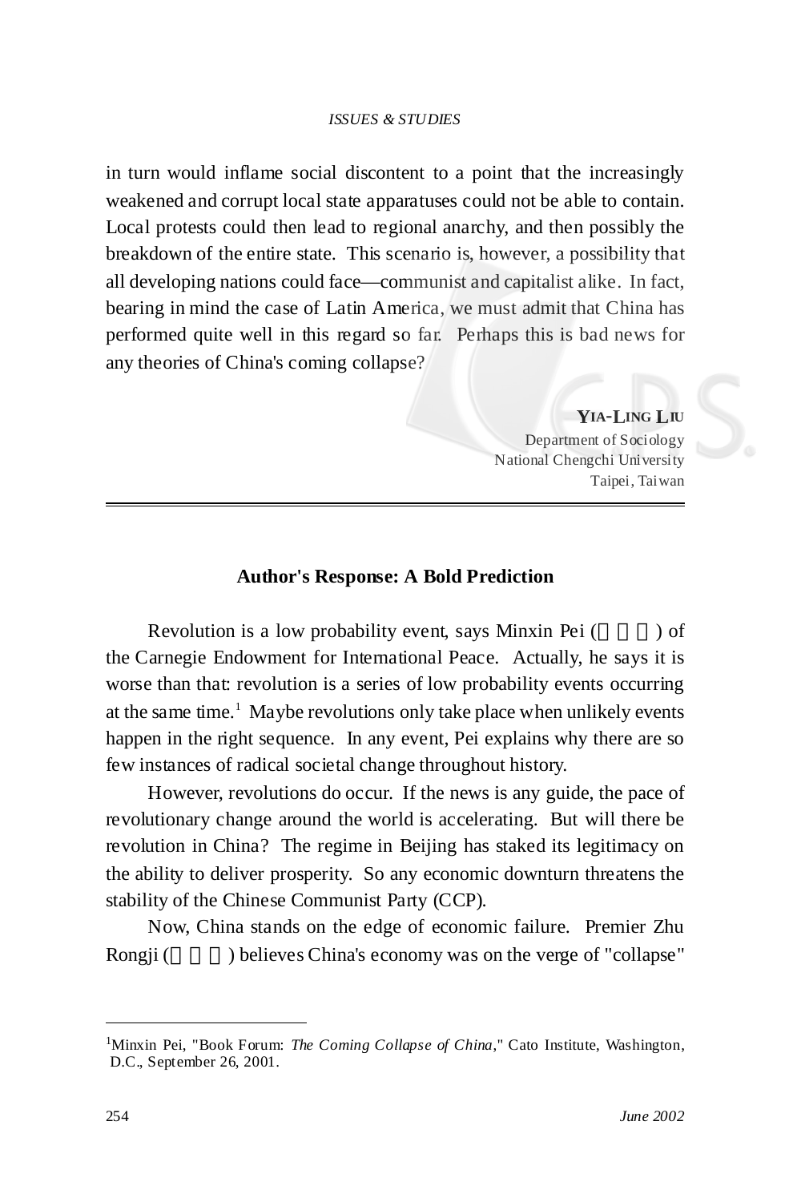in turn would inflame social discontent to a point that the increasingly weakened and corrupt local state apparatuses could not be able to contain. Local protests could then lead to regional anarchy, and then possibly the breakdown of the entire state. This scenario is, however, a possibility that all developing nations could face—communist and capitalist alike. In fact, bearing in mind the case of Latin America, we must admit that China has performed quite well in this regard so far. Perhaps this is bad news for any theories of China's coming collapse?

**YIA-LING LIU**
Department of Sociology
National Chengchi University
Taipei, Taiwan

---

## Author's Response: A Bold Prediction

Revolution is a low probability event, says Minxin Pei (　　) of the Carnegie Endowment for International Peace. Actually, he says it is worse than that: revolution is a series of low probability events occurring at the same time.[1] Maybe revolutions only take place when unlikely events happen in the right sequence. In any event, Pei explains why there are so few instances of radical societal change throughout history.

However, revolutions do occur. If the news is any guide, the pace of revolutionary change around the world is accelerating. But will there be revolution in China? The regime in Beijing has staked its legitimacy on the ability to deliver prosperity. So any economic downturn threatens the stability of the Chinese Communist Party (CCP).

Now, China stands on the edge of economic failure. Premier Zhu Rongji (　　) believes China's economy was on the verge of "collapse"

---

[1]Minxin Pei, "Book Forum: *The Coming Collapse of China*," Cato Institute, Washington, D.C., September 26, 2001.